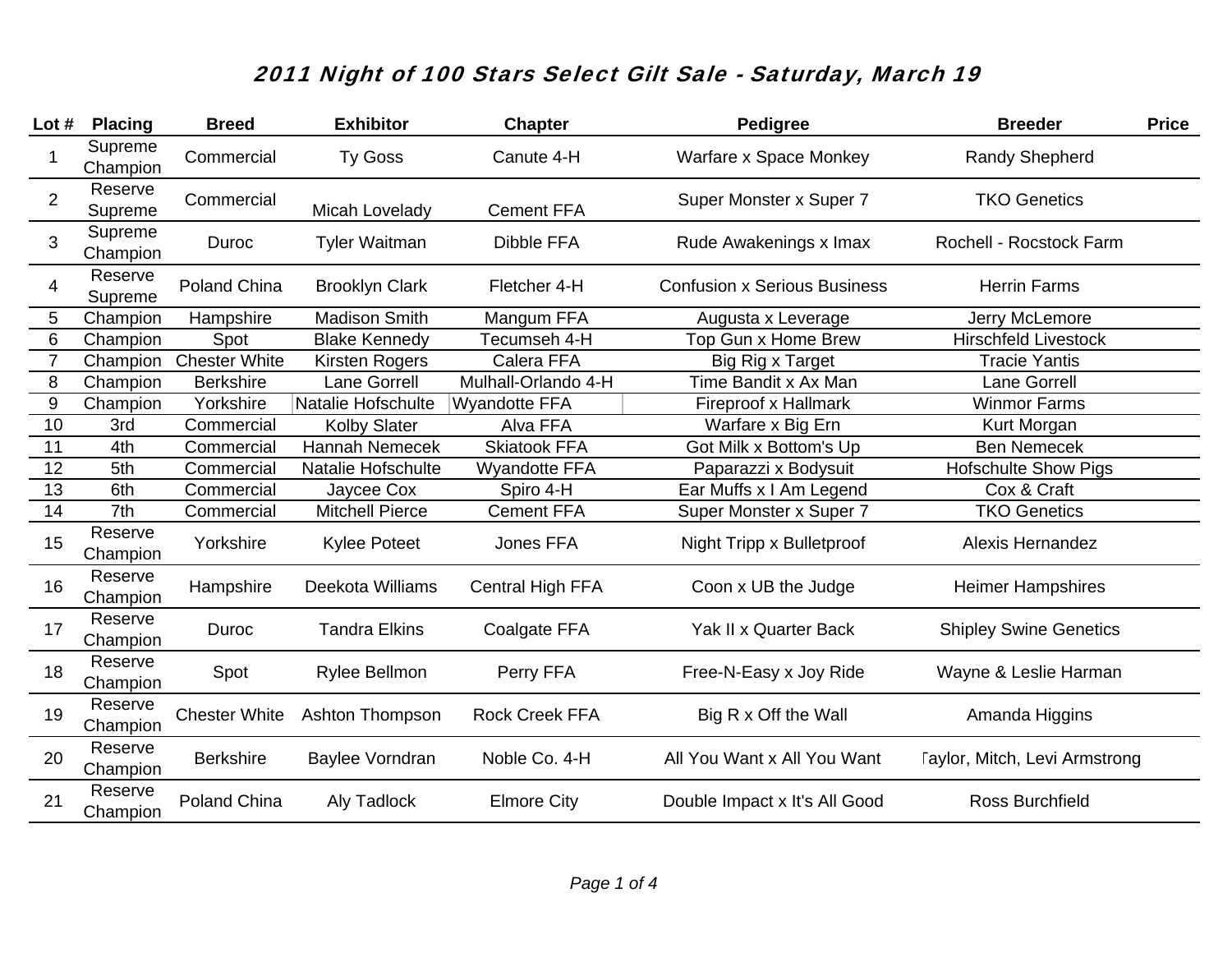# 2011 Night of 100 Stars Select Gilt Sale - Saturday, March 19

| Lot # | Placing | Breed | Exhibitor | Chapter | Pedigree | Breeder | Price |
|---|---|---|---|---|---|---|---|
| 1 | Supreme Champion | Commercial | Ty Goss | Canute 4-H | Warfare x Space Monkey | Randy Shepherd | |
| 2 | Reserve Supreme | Commercial | Micah Lovelady | Cement FFA | Super Monster x Super 7 | TKO Genetics | |
| 3 | Supreme Champion | Duroc | Tyler Waitman | Dibble FFA | Rude Awakenings x Imax | Rochell - Rocstock Farm | |
| 4 | Reserve Supreme | Poland China | Brooklyn Clark | Fletcher 4-H | Confusion x Serious Business | Herrin Farms | |
| 5 | Champion | Hampshire | Madison Smith | Mangum FFA | Augusta x Leverage | Jerry McLemore | |
| 6 | Champion | Spot | Blake Kennedy | Tecumseh 4-H | Top Gun x Home Brew | Hirschfeld Livestock | |
| 7 | Champion | Chester White | Kirsten Rogers | Calera FFA | Big Rig x Target | Tracie Yantis | |
| 8 | Champion | Berkshire | Lane Gorrell | Mulhall-Orlando 4-H | Time Bandit x Ax Man | Lane Gorrell | |
| 9 | Champion | Yorkshire | Natalie Hofschulte | Wyandotte FFA | Fireproof x Hallmark | Winmor Farms | |
| 10 | 3rd | Commercial | Kolby Slater | Alva FFA | Warfare x Big Ern | Kurt Morgan | |
| 11 | 4th | Commercial | Hannah Nemecek | Skiatook FFA | Got Milk x Bottom's Up | Ben Nemecek | |
| 12 | 5th | Commercial | Natalie Hofschulte | Wyandotte FFA | Paparazzi x Bodysuit | Hofschulte Show Pigs | |
| 13 | 6th | Commercial | Jaycee Cox | Spiro 4-H | Ear Muffs x I Am Legend | Cox & Craft | |
| 14 | 7th | Commercial | Mitchell Pierce | Cement FFA | Super Monster x Super 7 | TKO Genetics | |
| 15 | Reserve Champion | Yorkshire | Kylee Poteet | Jones FFA | Night Tripp x Bulletproof | Alexis Hernandez | |
| 16 | Reserve Champion | Hampshire | Deekota Williams | Central High FFA | Coon x UB the Judge | Heimer Hampshires | |
| 17 | Reserve Champion | Duroc | Tandra Elkins | Coalgate FFA | Yak II x Quarter Back | Shipley Swine Genetics | |
| 18 | Reserve Champion | Spot | Rylee Bellmon | Perry FFA | Free-N-Easy x Joy Ride | Wayne & Leslie Harman | |
| 19 | Reserve Champion | Chester White | Ashton Thompson | Rock Creek FFA | Big R x Off the Wall | Amanda Higgins | |
| 20 | Reserve Champion | Berkshire | Baylee Vorndran | Noble Co. 4-H | All You Want x All You Want | Taylor, Mitch, Levi Armstrong | |
| 21 | Reserve Champion | Poland China | Aly Tadlock | Elmore City | Double Impact x It's All Good | Ross Burchfield | |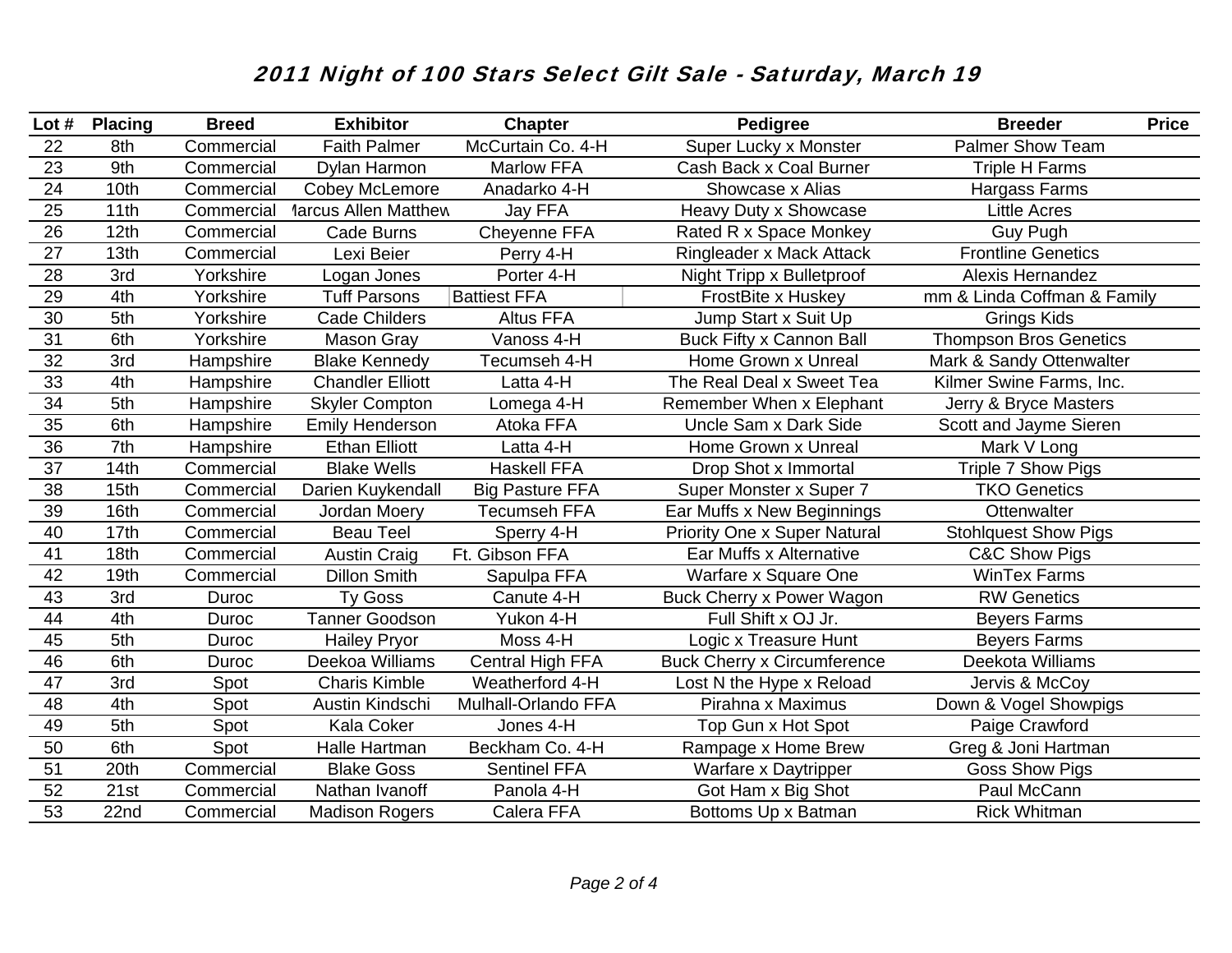## 2011 Night of 100 Stars Select Gilt Sale - Saturday, March 19

| Lot # | Placing | Breed | Exhibitor | Chapter | Pedigree | Breeder | Price |
|---|---|---|---|---|---|---|---|
| 22 | 8th | Commercial | Faith Palmer | McCurtain Co. 4-H | Super Lucky x Monster | Palmer Show Team | |
| 23 | 9th | Commercial | Dylan Harmon | Marlow FFA | Cash Back x Coal Burner | Triple H Farms | |
| 24 | 10th | Commercial | Cobey McLemore | Anadarko 4-H | Showcase x Alias | Hargass Farms | |
| 25 | 11th | Commercial | Marcus Allen Matthew | Jay FFA | Heavy Duty x Showcase | Little Acres | |
| 26 | 12th | Commercial | Cade Burns | Cheyenne FFA | Rated R x Space Monkey | Guy Pugh | |
| 27 | 13th | Commercial | Lexi Beier | Perry 4-H | Ringleader x Mack Attack | Frontline Genetics | |
| 28 | 3rd | Yorkshire | Logan Jones | Porter 4-H | Night Tripp x Bulletproof | Alexis Hernandez | |
| 29 | 4th | Yorkshire | Tuff Parsons | Battiest FFA | FrostBite x Huskey | mm & Linda Coffman & Family | |
| 30 | 5th | Yorkshire | Cade Childers | Altus FFA | Jump Start x Suit Up | Grings Kids | |
| 31 | 6th | Yorkshire | Mason Gray | Vanoss 4-H | Buck Fifty x Cannon Ball | Thompson Bros Genetics | |
| 32 | 3rd | Hampshire | Blake Kennedy | Tecumseh 4-H | Home Grown x Unreal | Mark & Sandy Ottenwalter | |
| 33 | 4th | Hampshire | Chandler Elliott | Latta 4-H | The Real Deal x Sweet Tea | Kilmer Swine Farms, Inc. | |
| 34 | 5th | Hampshire | Skyler Compton | Lomega 4-H | Remember When x Elephant | Jerry & Bryce Masters | |
| 35 | 6th | Hampshire | Emily Henderson | Atoka FFA | Uncle Sam x Dark Side | Scott and Jayme Sieren | |
| 36 | 7th | Hampshire | Ethan Elliott | Latta 4-H | Home Grown x Unreal | Mark V Long | |
| 37 | 14th | Commercial | Blake Wells | Haskell FFA | Drop Shot x Immortal | Triple 7 Show Pigs | |
| 38 | 15th | Commercial | Darien Kuykendall | Big Pasture FFA | Super Monster x Super 7 | TKO Genetics | |
| 39 | 16th | Commercial | Jordan Moery | Tecumseh FFA | Ear Muffs x New Beginnings | Ottenwalter | |
| 40 | 17th | Commercial | Beau Teel | Sperry 4-H | Priority One x Super Natural | Stohlquest Show Pigs | |
| 41 | 18th | Commercial | Austin Craig | Ft. Gibson FFA | Ear Muffs x Alternative | C&C Show Pigs | |
| 42 | 19th | Commercial | Dillon Smith | Sapulpa FFA | Warfare x Square One | WinTex Farms | |
| 43 | 3rd | Duroc | Ty Goss | Canute 4-H | Buck Cherry x Power Wagon | RW Genetics | |
| 44 | 4th | Duroc | Tanner Goodson | Yukon 4-H | Full Shift x OJ Jr. | Beyers Farms | |
| 45 | 5th | Duroc | Hailey Pryor | Moss 4-H | Logic x Treasure Hunt | Beyers Farms | |
| 46 | 6th | Duroc | Deekoa Williams | Central High FFA | Buck Cherry x Circumference | Deekota Williams | |
| 47 | 3rd | Spot | Charis Kimble | Weatherford 4-H | Lost N the Hype x Reload | Jervis & McCoy | |
| 48 | 4th | Spot | Austin Kindschi | Mulhall-Orlando FFA | Pirahna x Maximus | Down & Vogel Showpigs | |
| 49 | 5th | Spot | Kala Coker | Jones 4-H | Top Gun x Hot Spot | Paige Crawford | |
| 50 | 6th | Spot | Halle Hartman | Beckham Co. 4-H | Rampage x Home Brew | Greg & Joni Hartman | |
| 51 | 20th | Commercial | Blake Goss | Sentinel FFA | Warfare x Daytripper | Goss Show Pigs | |
| 52 | 21st | Commercial | Nathan Ivanoff | Panola 4-H | Got Ham x Big Shot | Paul McCann | |
| 53 | 22nd | Commercial | Madison Rogers | Calera FFA | Bottoms Up x Batman | Rick Whitman | |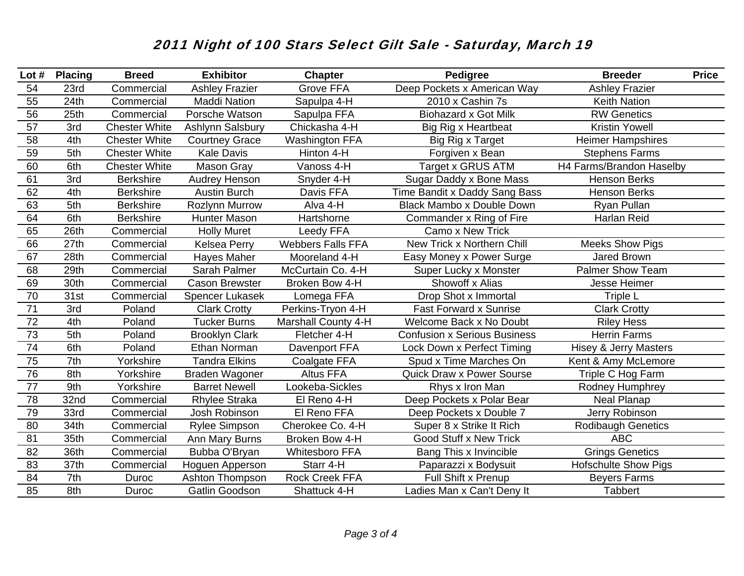## *2011 Night of 100 Stars Select Gilt Sale - Saturday, March 19*

| Lot # | Placing | Breed | Exhibitor | Chapter | Pedigree | Breeder | Price |
|---|---|---|---|---|---|---|---|
| 54 | 23rd | Commercial | Ashley Frazier | Grove FFA | Deep Pockets x American Way | Ashley Frazier | |
| 55 | 24th | Commercial | Maddi Nation | Sapulpa 4-H | 2010 x Cashin 7s | Keith Nation | |
| 56 | 25th | Commercial | Porsche Watson | Sapulpa FFA | Biohazard x Got Milk | RW Genetics | |
| 57 | 3rd | Chester White | Ashlynn Salsbury | Chickasha 4-H | Big Rig x Heartbeat | Kristin Yowell | |
| 58 | 4th | Chester White | Courtney Grace | Washington FFA | Big Rig x Target | Heimer Hampshires | |
| 59 | 5th | Chester White | Kale Davis | Hinton 4-H | Forgiven x Bean | Stephens Farms | |
| 60 | 6th | Chester White | Mason Gray | Vanoss 4-H | Target x GRUS ATM | H4 Farms/Brandon Haselby | |
| 61 | 3rd | Berkshire | Audrey Henson | Snyder 4-H | Sugar Daddy x Bone Mass | Henson Berks | |
| 62 | 4th | Berkshire | Austin Burch | Davis FFA | Time Bandit x Daddy Sang Bass | Henson Berks | |
| 63 | 5th | Berkshire | Rozlynn Murrow | Alva 4-H | Black Mambo x Double Down | Ryan Pullan | |
| 64 | 6th | Berkshire | Hunter Mason | Hartshorne | Commander x Ring of Fire | Harlan Reid | |
| 65 | 26th | Commercial | Holly Muret | Leedy FFA | Camo x New Trick | | |
| 66 | 27th | Commercial | Kelsea Perry | Webbers Falls FFA | New Trick x Northern Chill | Meeks Show Pigs | |
| 67 | 28th | Commercial | Hayes Maher | Mooreland 4-H | Easy Money x Power Surge | Jared Brown | |
| 68 | 29th | Commercial | Sarah Palmer | McCurtain Co. 4-H | Super Lucky x Monster | Palmer Show Team | |
| 69 | 30th | Commercial | Cason Brewster | Broken Bow 4-H | Showoff x Alias | Jesse Heimer | |
| 70 | 31st | Commercial | Spencer Lukasek | Lomega FFA | Drop Shot x Immortal | Triple L | |
| 71 | 3rd | Poland | Clark Crotty | Perkins-Tryon 4-H | Fast Forward x Sunrise | Clark Crotty | |
| 72 | 4th | Poland | Tucker Burns | Marshall County 4-H | Welcome Back x No Doubt | Riley Hess | |
| 73 | 5th | Poland | Brooklyn Clark | Fletcher 4-H | Confusion x Serious Business | Herrin Farms | |
| 74 | 6th | Poland | Ethan Norman | Davenport FFA | Lock Down x Perfect Timing | Hisey & Jerry Masters | |
| 75 | 7th | Yorkshire | Tandra Elkins | Coalgate FFA | Spud x Time Marches On | Kent & Amy McLemore | |
| 76 | 8th | Yorkshire | Braden Wagoner | Altus FFA | Quick Draw x Power Sourse | Triple C Hog Farm | |
| 77 | 9th | Yorkshire | Barret Newell | Lookeba-Sickles | Rhys x Iron Man | Rodney Humphrey | |
| 78 | 32nd | Commercial | Rhylee Straka | El Reno 4-H | Deep Pockets x Polar Bear | Neal Planap | |
| 79 | 33rd | Commercial | Josh Robinson | El Reno FFA | Deep Pockets x Double 7 | Jerry Robinson | |
| 80 | 34th | Commercial | Rylee Simpson | Cherokee Co. 4-H | Super 8 x Strike It Rich | Rodibaugh Genetics | |
| 81 | 35th | Commercial | Ann Mary Burns | Broken Bow 4-H | Good Stuff x New Trick | ABC | |
| 82 | 36th | Commercial | Bubba O'Bryan | Whitesboro FFA | Bang This x Invincible | Grings Genetics | |
| 83 | 37th | Commercial | Hoguen Apperson | Starr 4-H | Paparazzi x Bodysuit | Hofschulte Show Pigs | |
| 84 | 7th | Duroc | Ashton Thompson | Rock Creek FFA | Full Shift x Prenup | Beyers Farms | |
| 85 | 8th | Duroc | Gatlin Goodson | Shattuck 4-H | Ladies Man x Can't Deny It | Tabbert | |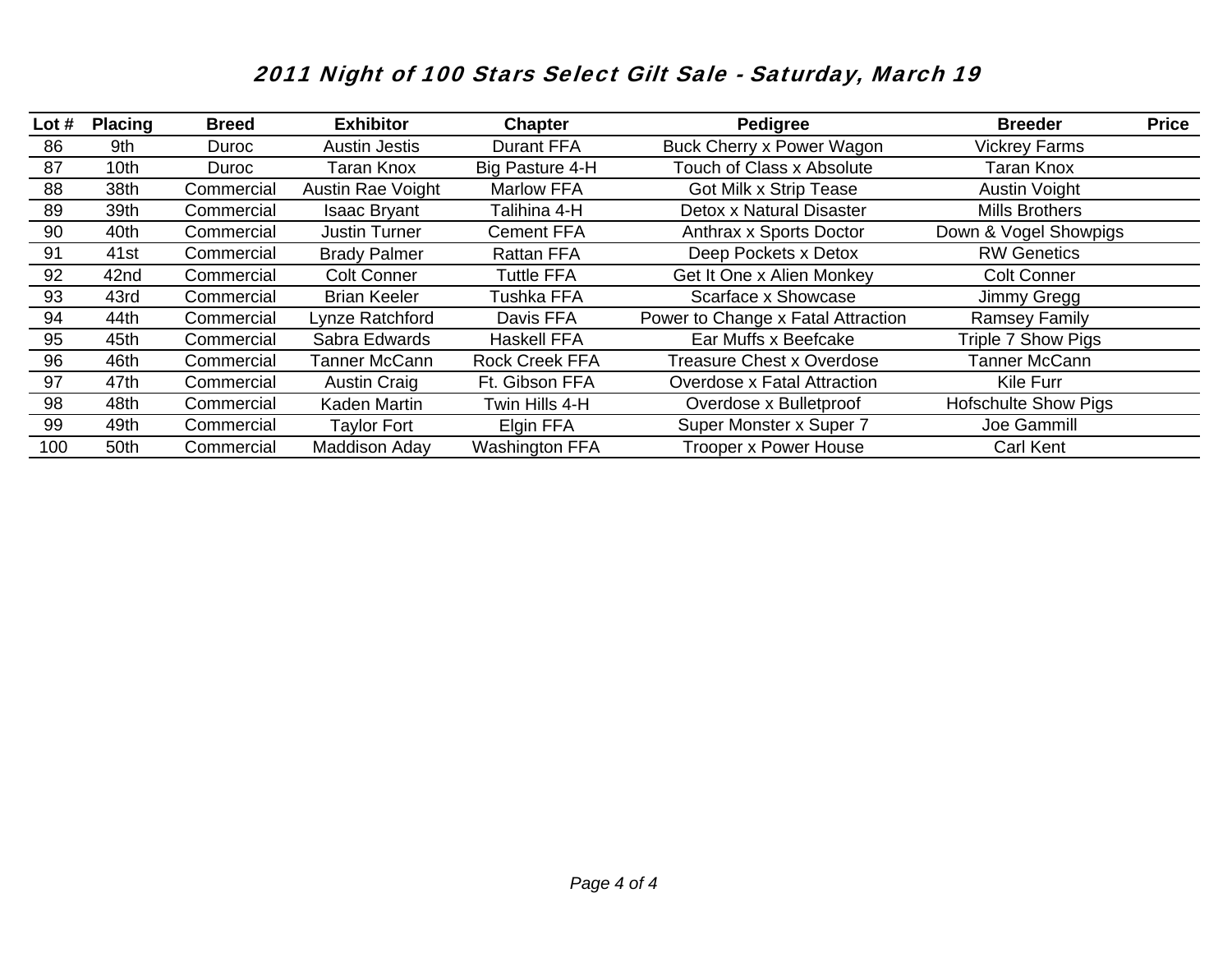## 2011 Night of 100 Stars Select Gilt Sale - Saturday, March 19

| Lot # | Placing | Breed | Exhibitor | Chapter | Pedigree | Breeder | Price |
|---|---|---|---|---|---|---|---|
| 86 | 9th | Duroc | Austin Jestis | Durant FFA | Buck Cherry x Power Wagon | Vickrey Farms | |
| 87 | 10th | Duroc | Taran Knox | Big Pasture 4-H | Touch of Class x Absolute | Taran Knox | |
| 88 | 38th | Commercial | Austin Rae Voight | Marlow FFA | Got Milk x Strip Tease | Austin Voight | |
| 89 | 39th | Commercial | Isaac Bryant | Talihina 4-H | Detox x Natural Disaster | Mills Brothers | |
| 90 | 40th | Commercial | Justin Turner | Cement FFA | Anthrax x Sports Doctor | Down & Vogel Showpigs | |
| 91 | 41st | Commercial | Brady Palmer | Rattan FFA | Deep Pockets x Detox | RW Genetics | |
| 92 | 42nd | Commercial | Colt Conner | Tuttle FFA | Get It One x Alien Monkey | Colt Conner | |
| 93 | 43rd | Commercial | Brian Keeler | Tushka FFA | Scarface x Showcase | Jimmy Gregg | |
| 94 | 44th | Commercial | Lynze Ratchford | Davis FFA | Power to Change x Fatal Attraction | Ramsey Family | |
| 95 | 45th | Commercial | Sabra Edwards | Haskell FFA | Ear Muffs x Beefcake | Triple 7 Show Pigs | |
| 96 | 46th | Commercial | Tanner McCann | Rock Creek FFA | Treasure Chest x Overdose | Tanner McCann | |
| 97 | 47th | Commercial | Austin Craig | Ft. Gibson FFA | Overdose x Fatal Attraction | Kile Furr | |
| 98 | 48th | Commercial | Kaden Martin | Twin Hills 4-H | Overdose x Bulletproof | Hofschulte Show Pigs | |
| 99 | 49th | Commercial | Taylor Fort | Elgin FFA | Super Monster x Super 7 | Joe Gammill | |
| 100 | 50th | Commercial | Maddison Aday | Washington FFA | Trooper x Power House | Carl Kent | |